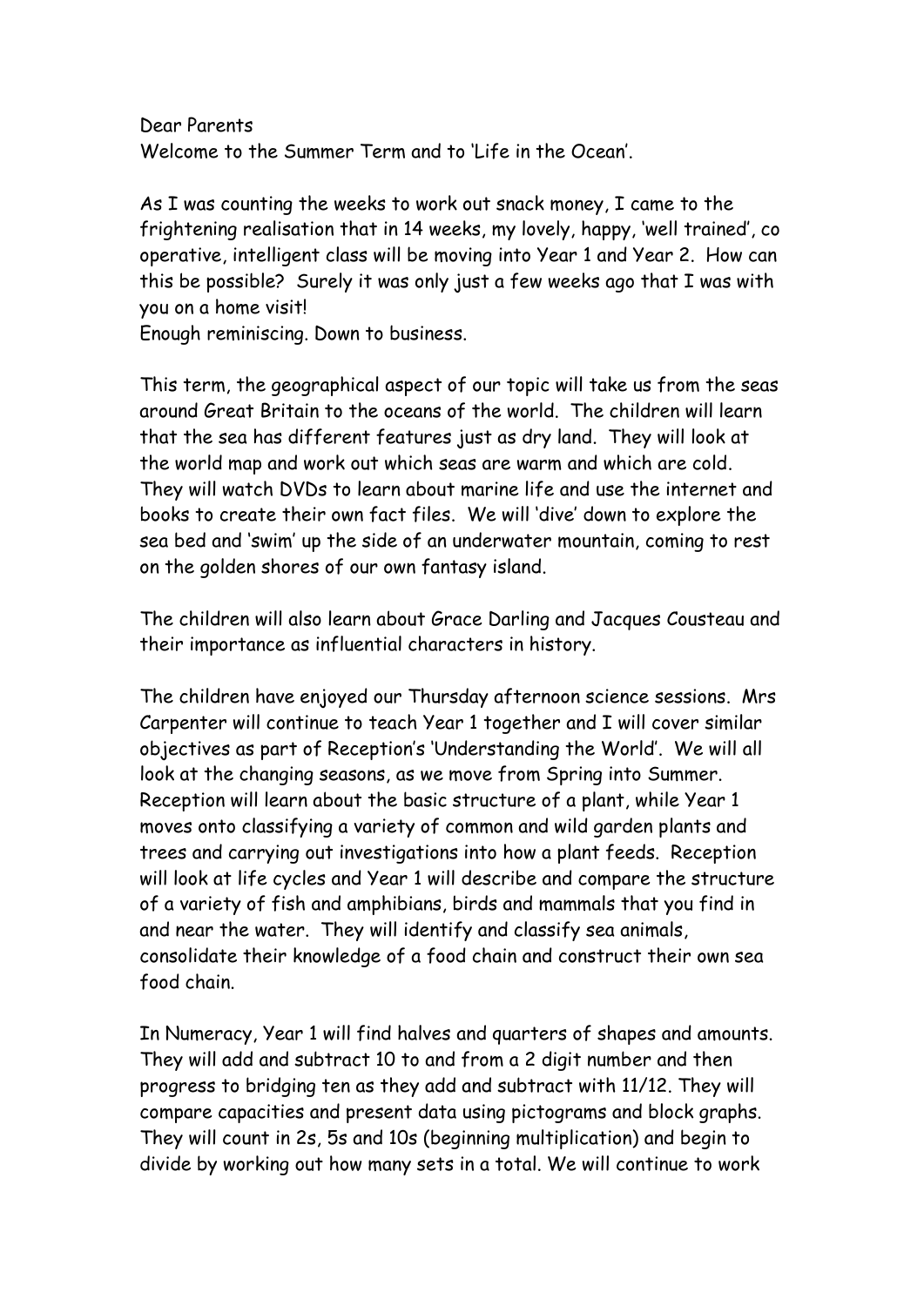Dear Parents
Welcome to the Summer Term and to 'Life in the Ocean'.

As I was counting the weeks to work out snack money, I came to the frightening realisation that in 14 weeks, my lovely, happy, 'well trained', co operative, intelligent class will be moving into Year 1 and Year 2. How can this be possible? Surely it was only just a few weeks ago that I was with you on a home visit!
Enough reminiscing. Down to business.

This term, the geographical aspect of our topic will take us from the seas around Great Britain to the oceans of the world. The children will learn that the sea has different features just as dry land. They will look at the world map and work out which seas are warm and which are cold. They will watch DVDs to learn about marine life and use the internet and books to create their own fact files. We will 'dive' down to explore the sea bed and 'swim' up the side of an underwater mountain, coming to rest on the golden shores of our own fantasy island.

The children will also learn about Grace Darling and Jacques Cousteau and their importance as influential characters in history.

The children have enjoyed our Thursday afternoon science sessions. Mrs Carpenter will continue to teach Year 1 together and I will cover similar objectives as part of Reception's 'Understanding the World'. We will all look at the changing seasons, as we move from Spring into Summer. Reception will learn about the basic structure of a plant, while Year 1 moves onto classifying a variety of common and wild garden plants and trees and carrying out investigations into how a plant feeds. Reception will look at life cycles and Year 1 will describe and compare the structure of a variety of fish and amphibians, birds and mammals that you find in and near the water. They will identify and classify sea animals, consolidate their knowledge of a food chain and construct their own sea food chain.

In Numeracy, Year 1 will find halves and quarters of shapes and amounts. They will add and subtract 10 to and from a 2 digit number and then progress to bridging ten as they add and subtract with 11/12. They will compare capacities and present data using pictograms and block graphs. They will count in 2s, 5s and 10s (beginning multiplication) and begin to divide by working out how many sets in a total. We will continue to work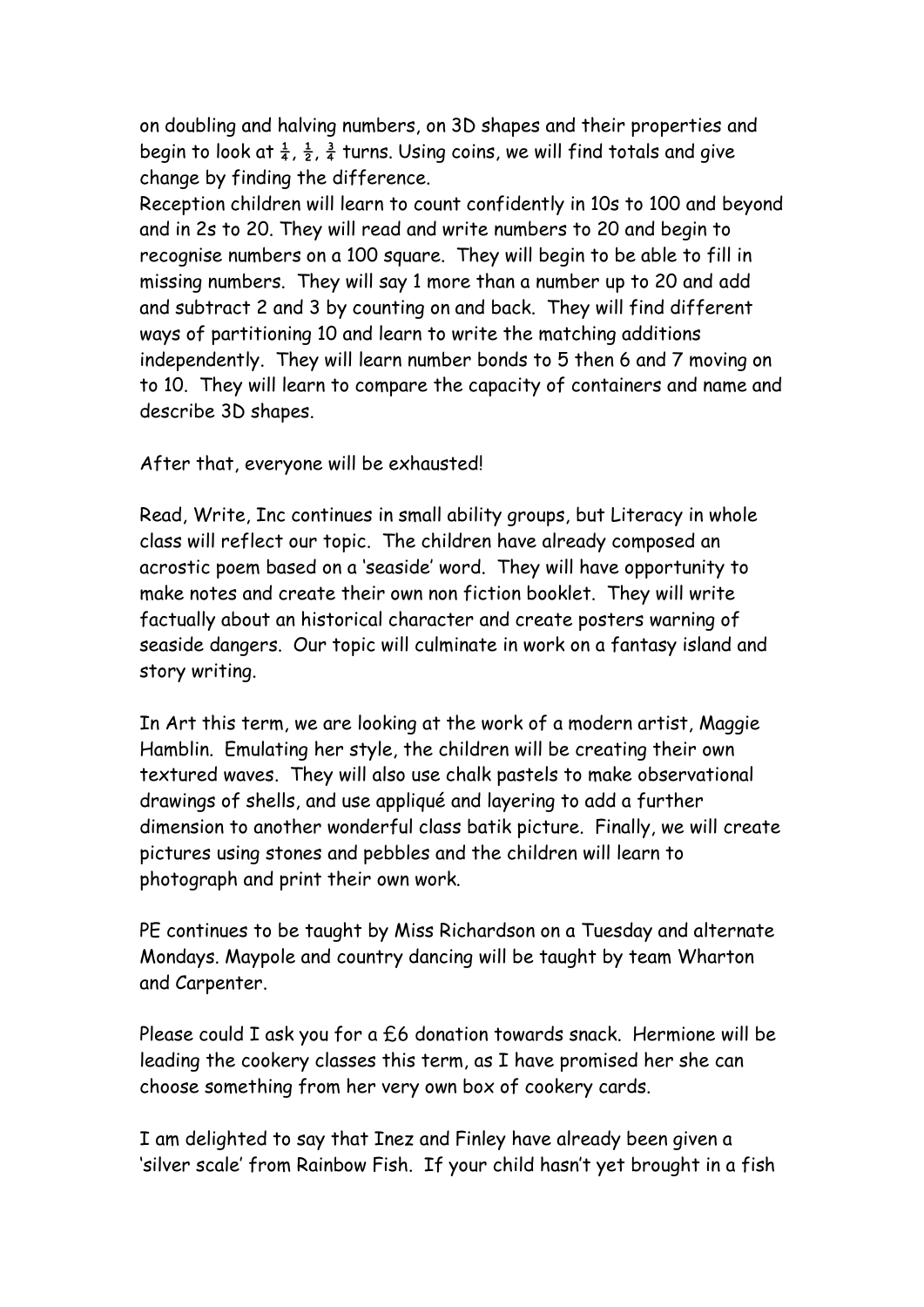on doubling and halving numbers, on 3D shapes and their properties and begin to look at $\frac{1}{4}$, $\frac{1}{2}$, $\frac{3}{4}$ turns. Using coins, we will find totals and give change by finding the difference.

Reception children will learn to count confidently in 10s to 100 and beyond and in 2s to 20. They will read and write numbers to 20 and begin to recognise numbers on a 100 square. They will begin to be able to fill in missing numbers. They will say 1 more than a number up to 20 and add and subtract 2 and 3 by counting on and back. They will find different ways of partitioning 10 and learn to write the matching additions independently. They will learn number bonds to 5 then 6 and 7 moving on to 10. They will learn to compare the capacity of containers and name and describe 3D shapes.

After that, everyone will be exhausted!

Read, Write, Inc continues in small ability groups, but Literacy in whole class will reflect our topic. The children have already composed an acrostic poem based on a 'seaside' word. They will have opportunity to make notes and create their own non fiction booklet. They will write factually about an historical character and create posters warning of seaside dangers. Our topic will culminate in work on a fantasy island and story writing.

In Art this term, we are looking at the work of a modern artist, Maggie Hamblin. Emulating her style, the children will be creating their own textured waves. They will also use chalk pastels to make observational drawings of shells, and use appliqué and layering to add a further dimension to another wonderful class batik picture. Finally, we will create pictures using stones and pebbles and the children will learn to photograph and print their own work.

PE continues to be taught by Miss Richardson on a Tuesday and alternate Mondays. Maypole and country dancing will be taught by team Wharton and Carpenter.

Please could I ask you for a £6 donation towards snack. Hermione will be leading the cookery classes this term, as I have promised her she can choose something from her very own box of cookery cards.

I am delighted to say that Inez and Finley have already been given a 'silver scale' from Rainbow Fish. If your child hasn't yet brought in a fish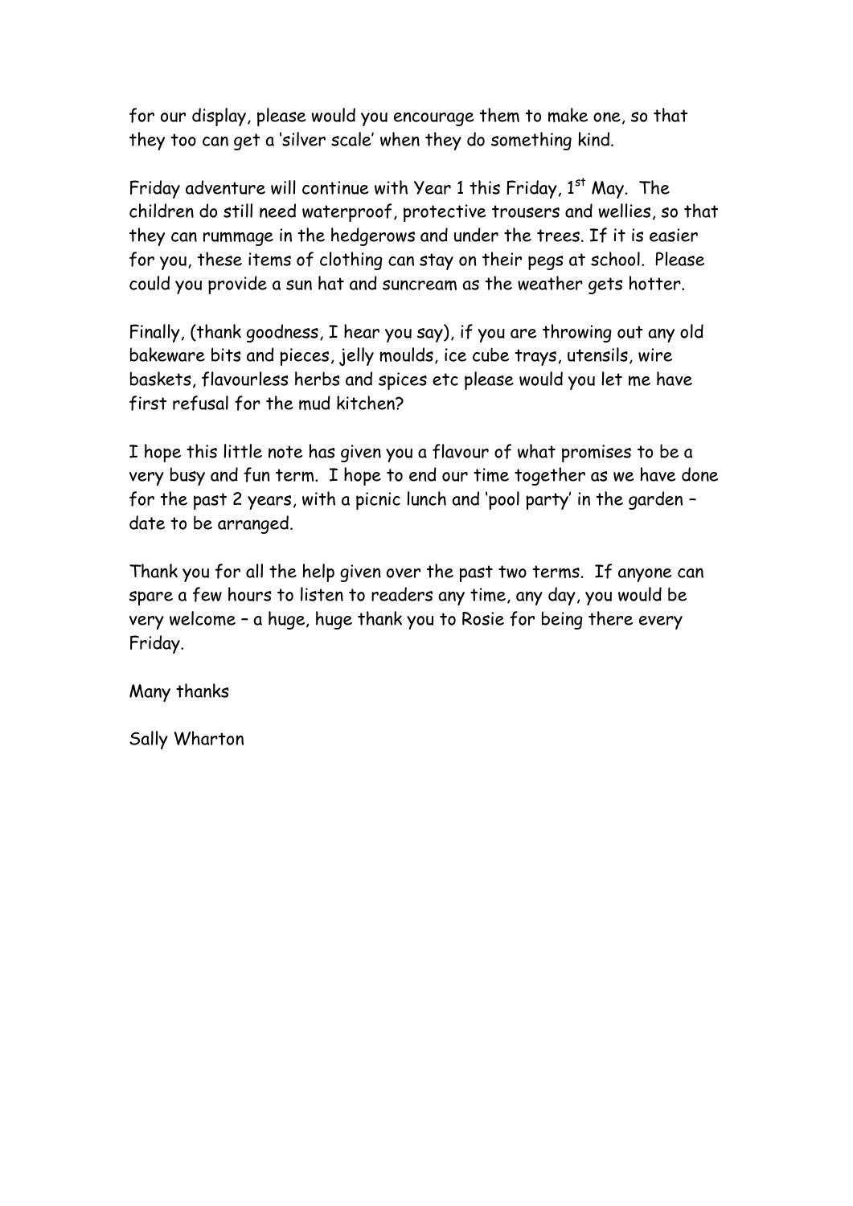for our display, please would you encourage them to make one, so that they too can get a 'silver scale' when they do something kind.

Friday adventure will continue with Year 1 this Friday, 1st May. The children do still need waterproof, protective trousers and wellies, so that they can rummage in the hedgerows and under the trees. If it is easier for you, these items of clothing can stay on their pegs at school. Please could you provide a sun hat and suncream as the weather gets hotter.

Finally, (thank goodness, I hear you say), if you are throwing out any old bakeware bits and pieces, jelly moulds, ice cube trays, utensils, wire baskets, flavourless herbs and spices etc please would you let me have first refusal for the mud kitchen?

I hope this little note has given you a flavour of what promises to be a very busy and fun term. I hope to end our time together as we have done for the past 2 years, with a picnic lunch and 'pool party' in the garden – date to be arranged.

Thank you for all the help given over the past two terms. If anyone can spare a few hours to listen to readers any time, any day, you would be very welcome – a huge, huge thank you to Rosie for being there every Friday.

Many thanks

Sally Wharton